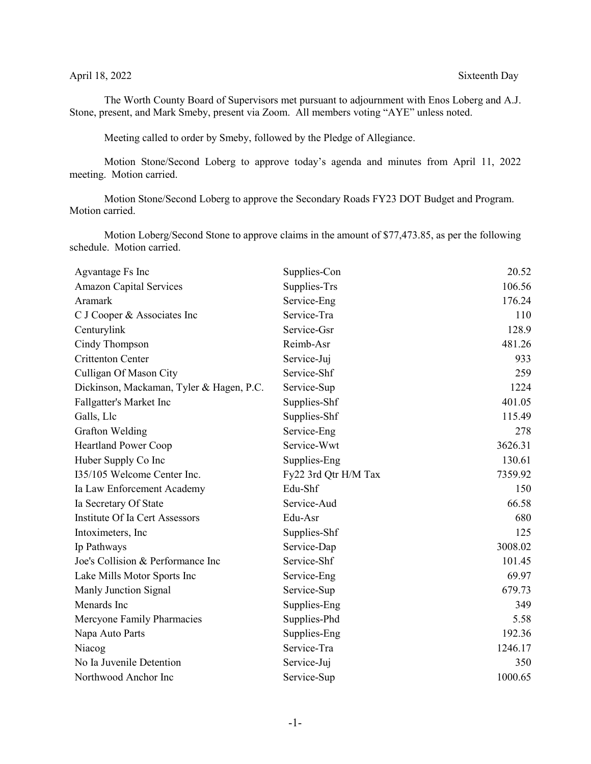April 18, 2022 Sixteenth Day

The Worth County Board of Supervisors met pursuant to adjournment with Enos Loberg and A.J. Stone, present, and Mark Smeby, present via Zoom. All members voting "AYE" unless noted.

Meeting called to order by Smeby, followed by the Pledge of Allegiance.

Motion Stone/Second Loberg to approve today's agenda and minutes from April 11, 2022 meeting. Motion carried.

Motion Stone/Second Loberg to approve the Secondary Roads FY23 DOT Budget and Program. Motion carried.

Motion Loberg/Second Stone to approve claims in the amount of $77,473.85, as per the following schedule. Motion carried.

| | | |
|---|---|---|
| Agvantage Fs Inc | Supplies-Con | 20.52 |
| Amazon Capital Services | Supplies-Trs | 106.56 |
| Aramark | Service-Eng | 176.24 |
| C J Cooper & Associates Inc | Service-Tra | 110 |
| Centurylink | Service-Gsr | 128.9 |
| Cindy Thompson | Reimb-Asr | 481.26 |
| Crittenton Center | Service-Juj | 933 |
| Culligan Of Mason City | Service-Shf | 259 |
| Dickinson, Mackaman, Tyler & Hagen, P.C. | Service-Sup | 1224 |
| Fallgatter's Market Inc | Supplies-Shf | 401.05 |
| Galls, Llc | Supplies-Shf | 115.49 |
| Grafton Welding | Service-Eng | 278 |
| Heartland Power Coop | Service-Wwt | 3626.31 |
| Huber Supply Co Inc | Supplies-Eng | 130.61 |
| I35/105 Welcome Center Inc. | Fy22 3rd Qtr H/M Tax | 7359.92 |
| Ia Law Enforcement Academy | Edu-Shf | 150 |
| Ia Secretary Of State | Service-Aud | 66.58 |
| Institute Of Ia Cert Assessors | Edu-Asr | 680 |
| Intoximeters, Inc | Supplies-Shf | 125 |
| Ip Pathways | Service-Dap | 3008.02 |
| Joe's Collision & Performance Inc | Service-Shf | 101.45 |
| Lake Mills Motor Sports Inc | Service-Eng | 69.97 |
| Manly Junction Signal | Service-Sup | 679.73 |
| Menards Inc | Supplies-Eng | 349 |
| Mercyone Family Pharmacies | Supplies-Phd | 5.58 |
| Napa Auto Parts | Supplies-Eng | 192.36 |
| Niacog | Service-Tra | 1246.17 |
| No Ia Juvenile Detention | Service-Juj | 350 |
| Northwood Anchor Inc | Service-Sup | 1000.65 |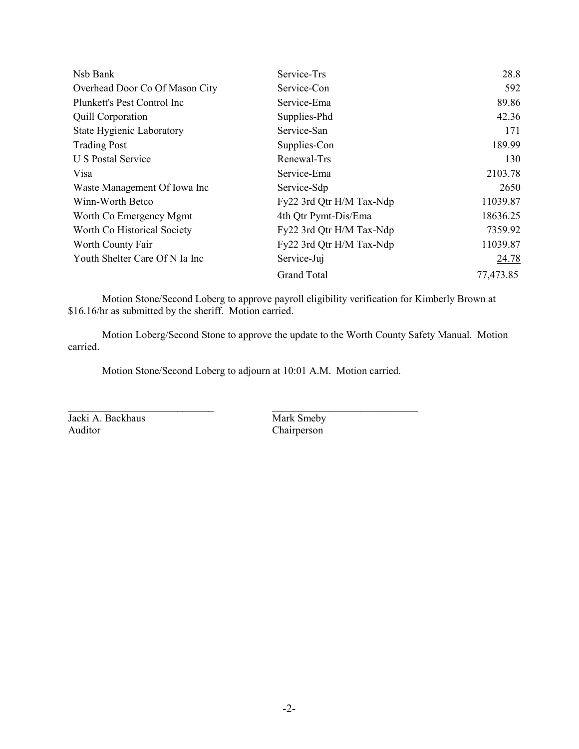| | | |
|---|---|---|
| Nsb Bank | Service-Trs | 28.8 |
| Overhead Door Co Of Mason City | Service-Con | 592 |
| Plunkett's Pest Control Inc | Service-Ema | 89.86 |
| Quill Corporation | Supplies-Phd | 42.36 |
| State Hygienic Laboratory | Service-San | 171 |
| Trading Post | Supplies-Con | 189.99 |
| U S Postal Service | Renewal-Trs | 130 |
| Visa | Service-Ema | 2103.78 |
| Waste Management Of Iowa Inc | Service-Sdp | 2650 |
| Winn-Worth Betco | Fy22 3rd Qtr H/M Tax-Ndp | 11039.87 |
| Worth Co Emergency Mgmt | 4th Qtr Pymt-Dis/Ema | 18636.25 |
| Worth Co Historical Society | Fy22 3rd Qtr H/M Tax-Ndp | 7359.92 |
| Worth County Fair | Fy22 3rd Qtr H/M Tax-Ndp | 11039.87 |
| Youth Shelter Care Of N Ia Inc | Service-Juj | 24.78 |
| | Grand Total | 77,473.85 |

Motion Stone/Second Loberg to approve payroll eligibility verification for Kimberly Brown at $16.16/hr as submitted by the sheriff. Motion carried.

Motion Loberg/Second Stone to approve the update to the Worth County Safety Manual. Motion carried.

Motion Stone/Second Loberg to adjourn at 10:01 A.M. Motion carried.

\_\_\_\_\_\_\_\_\_\_\_\_\_\_\_\_\_\_\_\_\_\_\_\_\_\_\_\_\_ \_\_\_\_\_\_\_\_\_\_\_\_\_\_\_\_\_\_\_\_\_\_\_\_\_\_\_\_\_

Jacki A. Backhaus  
Auditor

Mark Smeby  
Chairperson